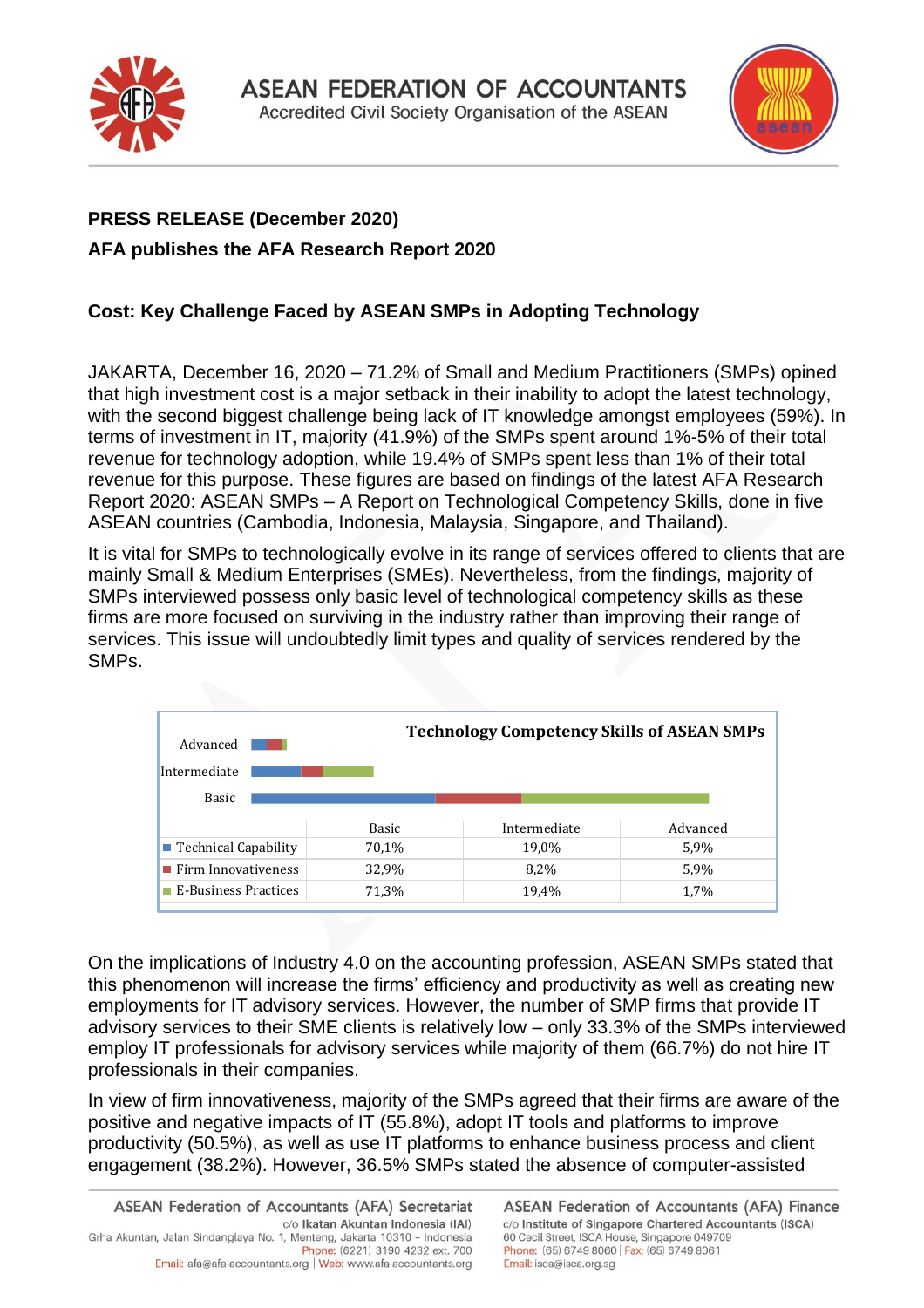# ASEAN FEDERATION OF ACCOUNTANTS

Accredited Civil Society Organisation of the ASEAN

**PRESS RELEASE (December 2020)**

**AFA publishes the AFA Research Report 2020**

## Cost: Key Challenge Faced by ASEAN SMPs in Adopting Technology

JAKARTA, December 16, 2020 – 71.2% of Small and Medium Practitioners (SMPs) opined that high investment cost is a major setback in their inability to adopt the latest technology, with the second biggest challenge being lack of IT knowledge amongst employees (59%). In terms of investment in IT, majority (41.9%) of the SMPs spent around 1%-5% of their total revenue for technology adoption, while 19.4% of SMPs spent less than 1% of their total revenue for this purpose. These figures are based on findings of the latest AFA Research Report 2020: ASEAN SMPs – A Report on Technological Competency Skills, done in five ASEAN countries (Cambodia, Indonesia, Malaysia, Singapore, and Thailand).

It is vital for SMPs to technologically evolve in its range of services offered to clients that are mainly Small & Medium Enterprises (SMEs). Nevertheless, from the findings, majority of SMPs interviewed possess only basic level of technological competency skills as these firms are more focused on surviving in the industry rather than improving their range of services. This issue will undoubtedly limit types and quality of services rendered by the SMPs.

**Technology Competency Skills of ASEAN SMPs**

| | Basic | Intermediate | Advanced |
|---|---|---|---|
| Technical Capability | 70,1% | 19,0% | 5,9% |
| Firm Innovativeness | 32,9% | 8,2% | 5,9% |
| E-Business Practices | 71,3% | 19,4% | 1,7% |

On the implications of Industry 4.0 on the accounting profession, ASEAN SMPs stated that this phenomenon will increase the firms' efficiency and productivity as well as creating new employments for IT advisory services. However, the number of SMP firms that provide IT advisory services to their SME clients is relatively low – only 33.3% of the SMPs interviewed employ IT professionals for advisory services while majority of them (66.7%) do not hire IT professionals in their companies.

In view of firm innovativeness, majority of the SMPs agreed that their firms are aware of the positive and negative impacts of IT (55.8%), adopt IT tools and platforms to improve productivity (50.5%), as well as use IT platforms to enhance business process and client engagement (38.2%). However, 36.5% SMPs stated the absence of computer-assisted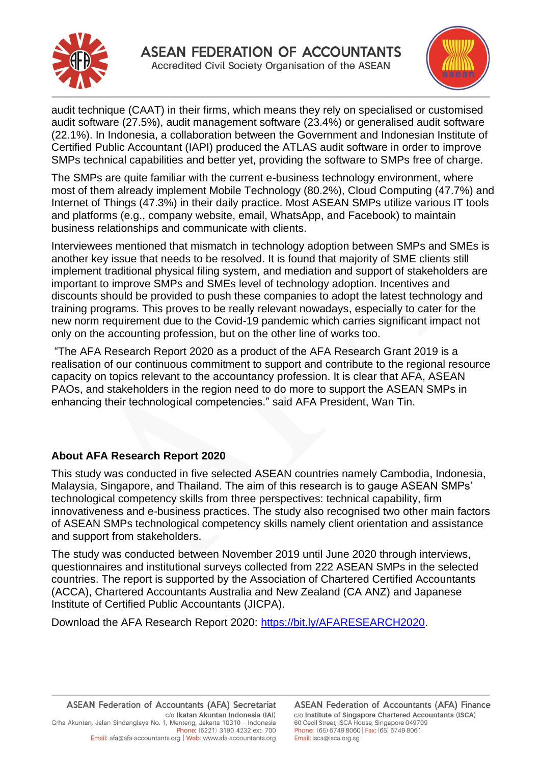audit technique (CAAT) in their firms, which means they rely on specialised or customised audit software (27.5%), audit management software (23.4%) or generalised audit software (22.1%). In Indonesia, a collaboration between the Government and Indonesian Institute of Certified Public Accountant (IAPI) produced the ATLAS audit software in order to improve SMPs technical capabilities and better yet, providing the software to SMPs free of charge.

The SMPs are quite familiar with the current e-business technology environment, where most of them already implement Mobile Technology (80.2%), Cloud Computing (47.7%) and Internet of Things (47.3%) in their daily practice. Most ASEAN SMPs utilize various IT tools and platforms (e.g., company website, email, WhatsApp, and Facebook) to maintain business relationships and communicate with clients.

Interviewees mentioned that mismatch in technology adoption between SMPs and SMEs is another key issue that needs to be resolved. It is found that majority of SME clients still implement traditional physical filing system, and mediation and support of stakeholders are important to improve SMPs and SMEs level of technology adoption. Incentives and discounts should be provided to push these companies to adopt the latest technology and training programs. This proves to be really relevant nowadays, especially to cater for the new norm requirement due to the Covid-19 pandemic which carries significant impact not only on the accounting profession, but on the other line of works too.

"The AFA Research Report 2020 as a product of the AFA Research Grant 2019 is a realisation of our continuous commitment to support and contribute to the regional resource capacity on topics relevant to the accountancy profession. It is clear that AFA, ASEAN PAOs, and stakeholders in the region need to do more to support the ASEAN SMPs in enhancing their technological competencies." said AFA President, Wan Tin.

**About AFA Research Report 2020**

This study was conducted in five selected ASEAN countries namely Cambodia, Indonesia, Malaysia, Singapore, and Thailand. The aim of this research is to gauge ASEAN SMPs' technological competency skills from three perspectives: technical capability, firm innovativeness and e-business practices. The study also recognised two other main factors of ASEAN SMPs technological competency skills namely client orientation and assistance and support from stakeholders.

The study was conducted between November 2019 until June 2020 through interviews, questionnaires and institutional surveys collected from 222 ASEAN SMPs in the selected countries. The report is supported by the Association of Chartered Certified Accountants (ACCA), Chartered Accountants Australia and New Zealand (CA ANZ) and Japanese Institute of Certified Public Accountants (JICPA).

Download the AFA Research Report 2020: [https://bit.ly/AFARESEARCH2020](https://bit.ly/AFARESEARCH2020).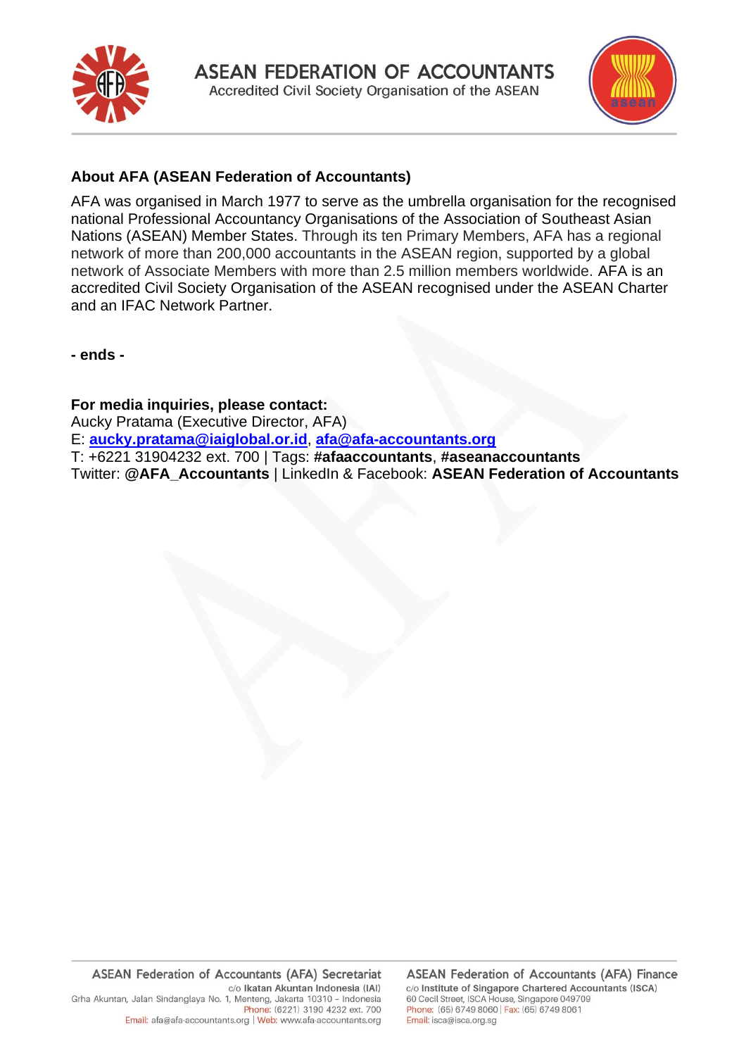## About AFA (ASEAN Federation of Accountants)

AFA was organised in March 1977 to serve as the umbrella organisation for the recognised national Professional Accountancy Organisations of the Association of Southeast Asian Nations (ASEAN) Member States. Through its ten Primary Members, AFA has a regional network of more than 200,000 accountants in the ASEAN region, supported by a global network of Associate Members with more than 2.5 million members worldwide. AFA is an accredited Civil Society Organisation of the ASEAN recognised under the ASEAN Charter and an IFAC Network Partner.

**- ends -**

**For media inquiries, please contact:**
Aucky Pratama (Executive Director, AFA)
E: **aucky.pratama@iaiglobal.or.id**, **afa@afa-accountants.org**
T: +6221 31904232 ext. 700 | Tags: **#afaaccountants**, **#aseanaccountants**
Twitter: **@AFA_Accountants** | LinkedIn & Facebook: **ASEAN Federation of Accountants**